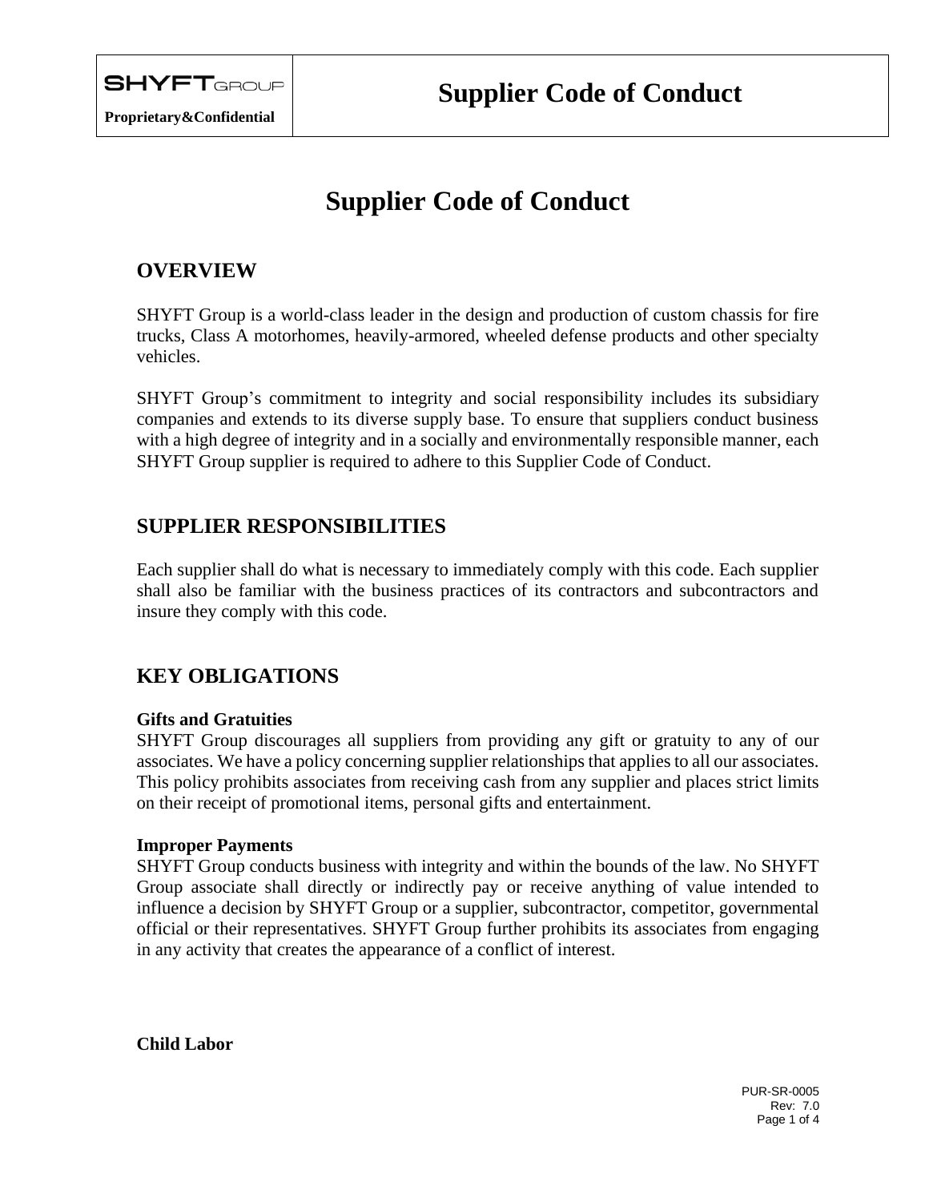# Supplier Code of Conduct

## OVERVIEW

SHYFT Group is a world-class leader in the design and production of custom chassis for fire trucks, Class A motorhomes, heavily-armored, wheeled defense products and other specialty vehicles.

SHYFT Group's commitment to integrity and social responsibility includes its subsidiary companies and extends to its diverse supply base. To ensure that suppliers conduct business with a high degree of integrity and in a socially and environmentally responsible manner, each SHYFT Group supplier is required to adhere to this Supplier Code of Conduct.

## SUPPLIER RESPONSIBILITIES

Each supplier shall do what is necessary to immediately comply with this code. Each supplier shall also be familiar with the business practices of its contractors and subcontractors and insure they comply with this code.

## KEY OBLIGATIONS

**Gifts and Gratuities**

SHYFT Group discourages all suppliers from providing any gift or gratuity to any of our associates. We have a policy concerning supplier relationships that applies to all our associates. This policy prohibits associates from receiving cash from any supplier and places strict limits on their receipt of promotional items, personal gifts and entertainment.

**Improper Payments**

SHYFT Group conducts business with integrity and within the bounds of the law. No SHYFT Group associate shall directly or indirectly pay or receive anything of value intended to influence a decision by SHYFT Group or a supplier, subcontractor, competitor, governmental official or their representatives. SHYFT Group further prohibits its associates from engaging in any activity that creates the appearance of a conflict of interest.

**Child Labor**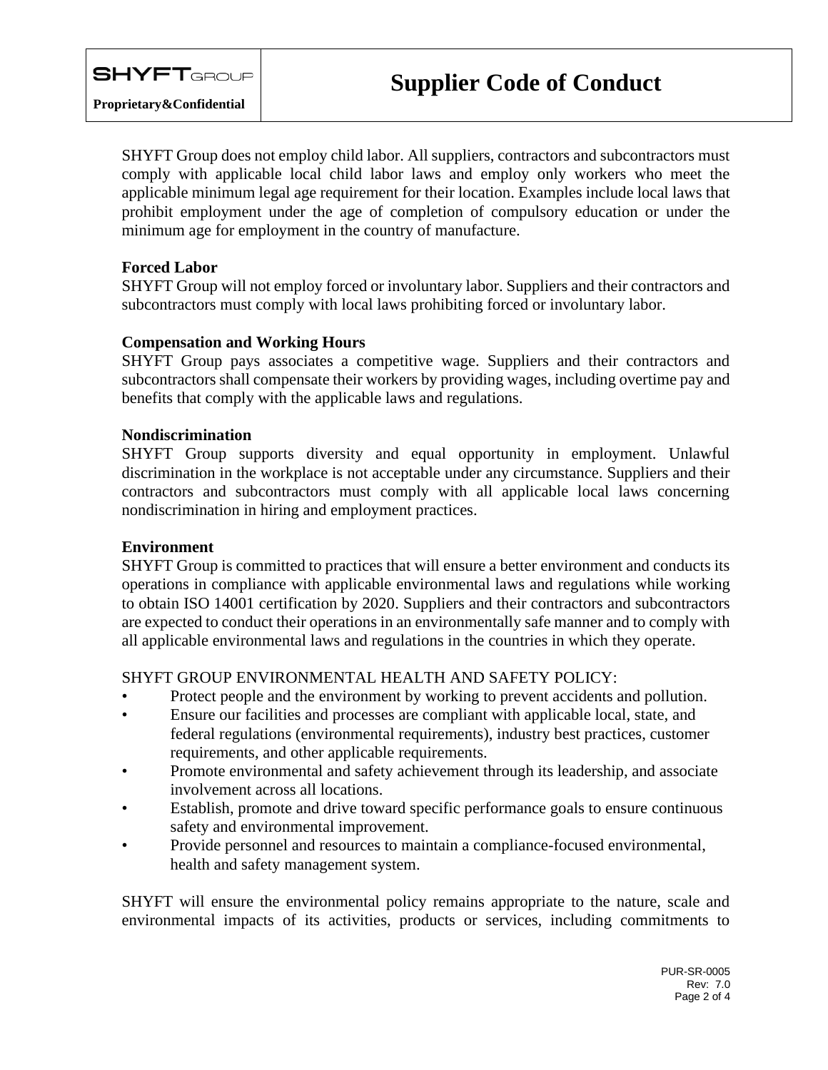SHYFT Group does not employ child labor. All suppliers, contractors and subcontractors must comply with applicable local child labor laws and employ only workers who meet the applicable minimum legal age requirement for their location. Examples include local laws that prohibit employment under the age of completion of compulsory education or under the minimum age for employment in the country of manufacture.

**Forced Labor**

SHYFT Group will not employ forced or involuntary labor. Suppliers and their contractors and subcontractors must comply with local laws prohibiting forced or involuntary labor.

**Compensation and Working Hours**

SHYFT Group pays associates a competitive wage. Suppliers and their contractors and subcontractors shall compensate their workers by providing wages, including overtime pay and benefits that comply with the applicable laws and regulations.

**Nondiscrimination**

SHYFT Group supports diversity and equal opportunity in employment. Unlawful discrimination in the workplace is not acceptable under any circumstance. Suppliers and their contractors and subcontractors must comply with all applicable local laws concerning nondiscrimination in hiring and employment practices.

**Environment**

SHYFT Group is committed to practices that will ensure a better environment and conducts its operations in compliance with applicable environmental laws and regulations while working to obtain ISO 14001 certification by 2020. Suppliers and their contractors and subcontractors are expected to conduct their operations in an environmentally safe manner and to comply with all applicable environmental laws and regulations in the countries in which they operate.

SHYFT GROUP ENVIRONMENTAL HEALTH AND SAFETY POLICY:

- Protect people and the environment by working to prevent accidents and pollution.
- Ensure our facilities and processes are compliant with applicable local, state, and federal regulations (environmental requirements), industry best practices, customer requirements, and other applicable requirements.
- Promote environmental and safety achievement through its leadership, and associate involvement across all locations.
- Establish, promote and drive toward specific performance goals to ensure continuous safety and environmental improvement.
- Provide personnel and resources to maintain a compliance-focused environmental, health and safety management system.

SHYFT will ensure the environmental policy remains appropriate to the nature, scale and environmental impacts of its activities, products or services, including commitments to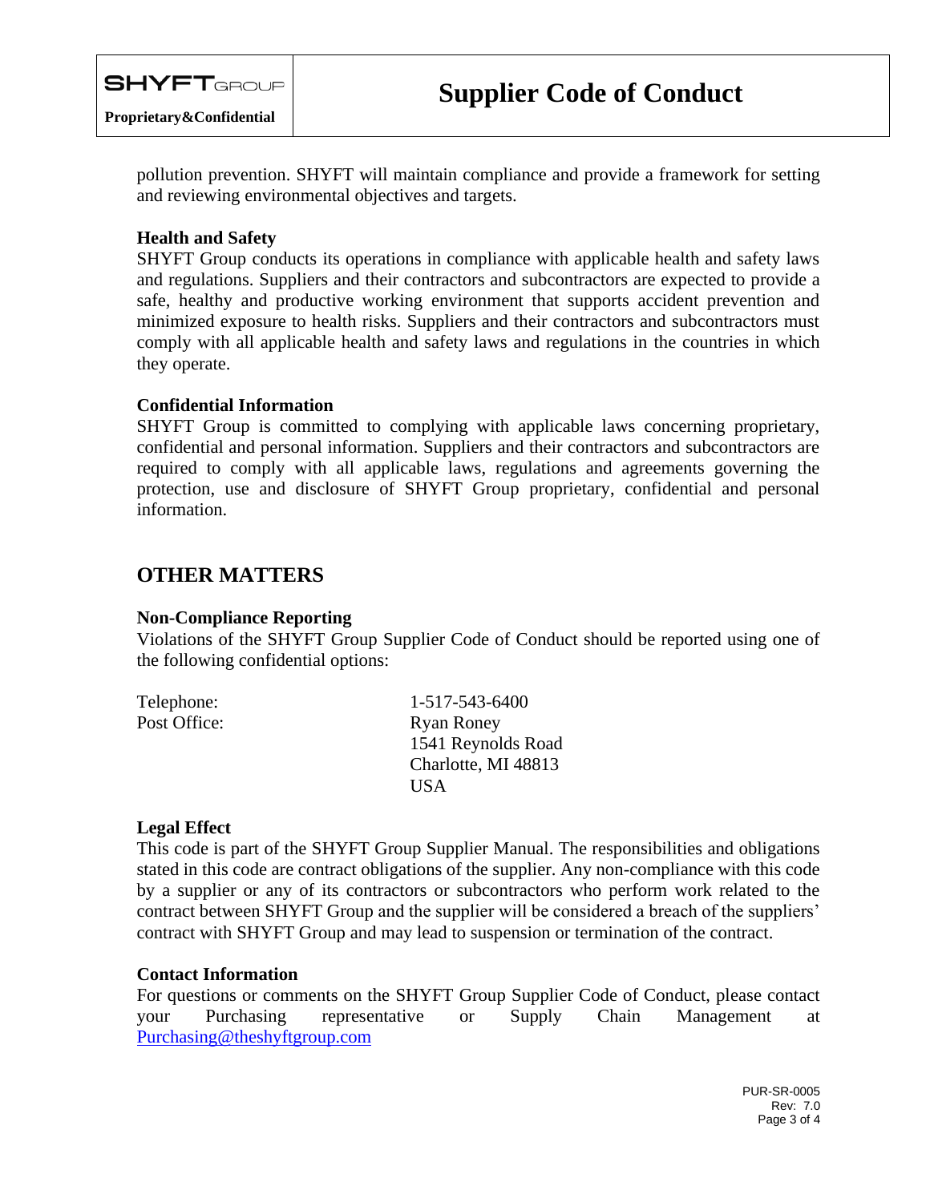pollution prevention. SHYFT will maintain compliance and provide a framework for setting and reviewing environmental objectives and targets.

### Health and Safety

SHYFT Group conducts its operations in compliance with applicable health and safety laws and regulations. Suppliers and their contractors and subcontractors are expected to provide a safe, healthy and productive working environment that supports accident prevention and minimized exposure to health risks. Suppliers and their contractors and subcontractors must comply with all applicable health and safety laws and regulations in the countries in which they operate.

### Confidential Information

SHYFT Group is committed to complying with applicable laws concerning proprietary, confidential and personal information. Suppliers and their contractors and subcontractors are required to comply with all applicable laws, regulations and agreements governing the protection, use and disclosure of SHYFT Group proprietary, confidential and personal information.

## OTHER MATTERS

### Non-Compliance Reporting

Violations of the SHYFT Group Supplier Code of Conduct should be reported using one of the following confidential options:

Telephone: 1-517-543-6400

Post Office: Ryan Roney
1541 Reynolds Road
Charlotte, MI 48813
USA

### Legal Effect

This code is part of the SHYFT Group Supplier Manual. The responsibilities and obligations stated in this code are contract obligations of the supplier. Any non-compliance with this code by a supplier or any of its contractors or subcontractors who perform work related to the contract between SHYFT Group and the supplier will be considered a breach of the suppliers' contract with SHYFT Group and may lead to suspension or termination of the contract.

### Contact Information

For questions or comments on the SHYFT Group Supplier Code of Conduct, please contact your Purchasing representative or Supply Chain Management at Purchasing@theshyftgroup.com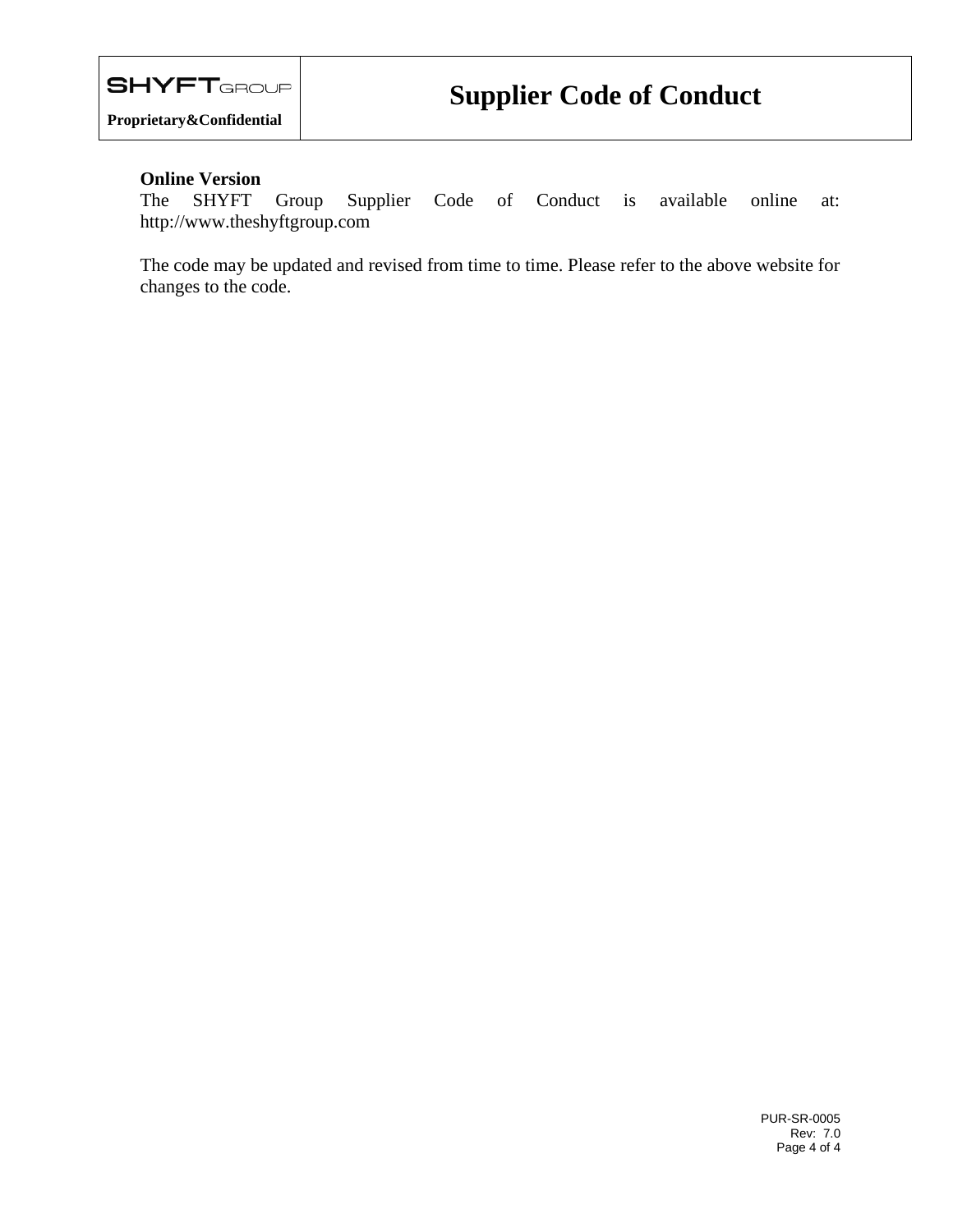**Online Version**

The SHYFT Group Supplier Code of Conduct is available online at: http://www.theshyftgroup.com

The code may be updated and revised from time to time. Please refer to the above website for changes to the code.